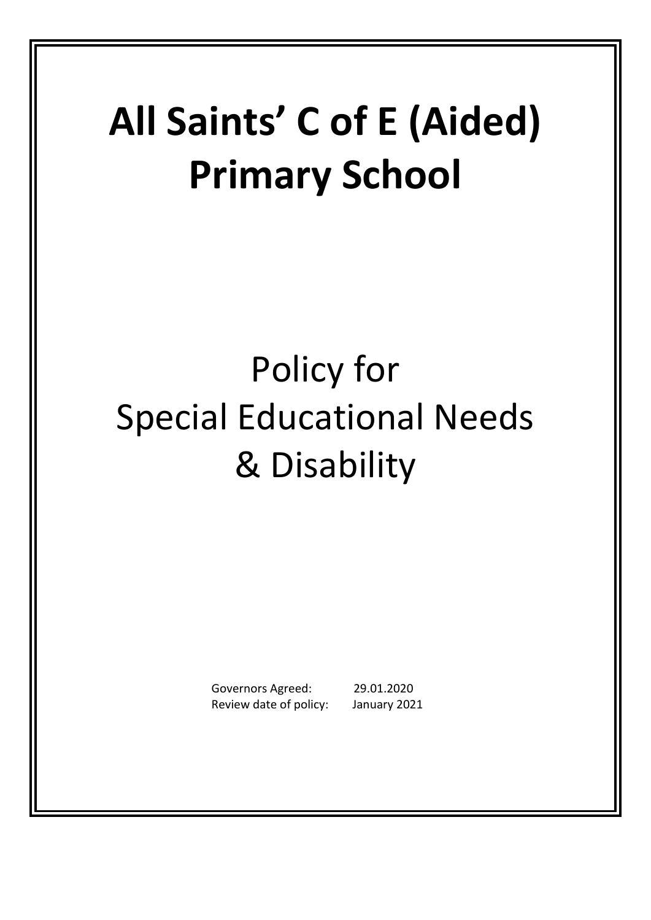# All Saints' C of E (Aided) Primary School

## Policy for Special Educational Needs & Disability

Governors Agreed: 29.01.2020
Review date of policy: January 2021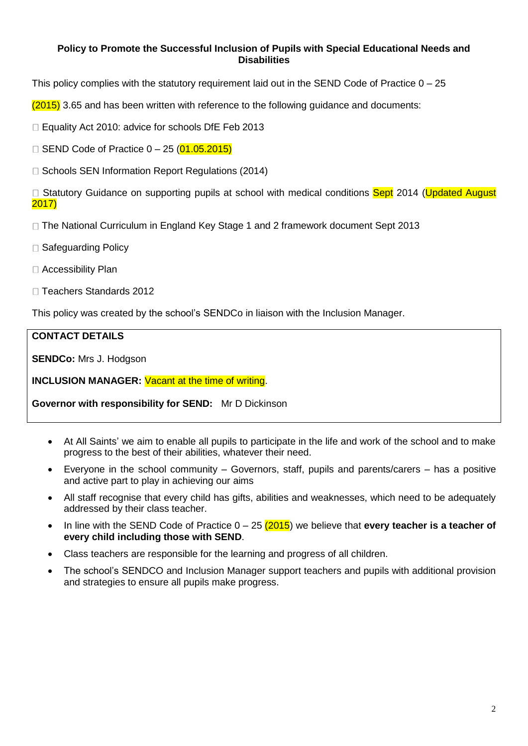**Policy to Promote the Successful Inclusion of Pupils with Special Educational Needs and Disabilities**

This policy complies with the statutory requirement laid out in the SEND Code of Practice 0 – 25 (2015) 3.65 and has been written with reference to the following guidance and documents:

- Equality Act 2010: advice for schools DfE Feb 2013
- SEND Code of Practice 0 – 25 (01.05.2015)
- Schools SEN Information Report Regulations (2014)
- Statutory Guidance on supporting pupils at school with medical conditions Sept 2014 (Updated August 2017)
- The National Curriculum in England Key Stage 1 and 2 framework document Sept 2013
- Safeguarding Policy
- Accessibility Plan
- Teachers Standards 2012

This policy was created by the school's SENDCo in liaison with the Inclusion Manager.

**CONTACT DETAILS**

**SENDCo:** Mrs J. Hodgson

**INCLUSION MANAGER:** Vacant at the time of writing.

**Governor with responsibility for SEND:** Mr D Dickinson

- At All Saints' we aim to enable all pupils to participate in the life and work of the school and to make progress to the best of their abilities, whatever their need.
- Everyone in the school community – Governors, staff, pupils and parents/carers – has a positive and active part to play in achieving our aims
- All staff recognise that every child has gifts, abilities and weaknesses, which need to be adequately addressed by their class teacher.
- In line with the SEND Code of Practice 0 – 25 (2015) we believe that **every teacher is a teacher of every child including those with SEND**.
- Class teachers are responsible for the learning and progress of all children.
- The school's SENDCO and Inclusion Manager support teachers and pupils with additional provision and strategies to ensure all pupils make progress.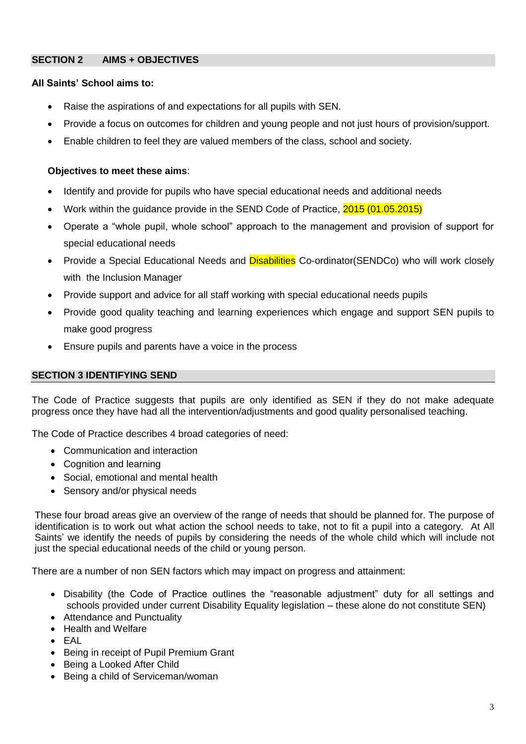## SECTION 2 AIMS + OBJECTIVES

**All Saints' School aims to:**

- Raise the aspirations of and expectations for all pupils with SEN.
- Provide a focus on outcomes for children and young people and not just hours of provision/support.
- Enable children to feel they are valued members of the class, school and society.

**Objectives to meet these aims**:

- Identify and provide for pupils who have special educational needs and additional needs
- Work within the guidance provide in the SEND Code of Practice, 2015 (01.05.2015)
- Operate a "whole pupil, whole school" approach to the management and provision of support for special educational needs
- Provide a Special Educational Needs and Disabilities Co-ordinator(SENDCo) who will work closely with the Inclusion Manager
- Provide support and advice for all staff working with special educational needs pupils
- Provide good quality teaching and learning experiences which engage and support SEN pupils to make good progress
- Ensure pupils and parents have a voice in the process

## SECTION 3 IDENTIFYING SEND

The Code of Practice suggests that pupils are only identified as SEN if they do not make adequate progress once they have had all the intervention/adjustments and good quality personalised teaching.

The Code of Practice describes 4 broad categories of need:

- Communication and interaction
- Cognition and learning
- Social, emotional and mental health
- Sensory and/or physical needs

These four broad areas give an overview of the range of needs that should be planned for. The purpose of identification is to work out what action the school needs to take, not to fit a pupil into a category. At All Saints' we identify the needs of pupils by considering the needs of the whole child which will include not just the special educational needs of the child or young person.

There are a number of non SEN factors which may impact on progress and attainment:

- Disability (the Code of Practice outlines the "reasonable adjustment" duty for all settings and schools provided under current Disability Equality legislation – these alone do not constitute SEN)
- Attendance and Punctuality
- Health and Welfare
- EAL
- Being in receipt of Pupil Premium Grant
- Being a Looked After Child
- Being a child of Serviceman/woman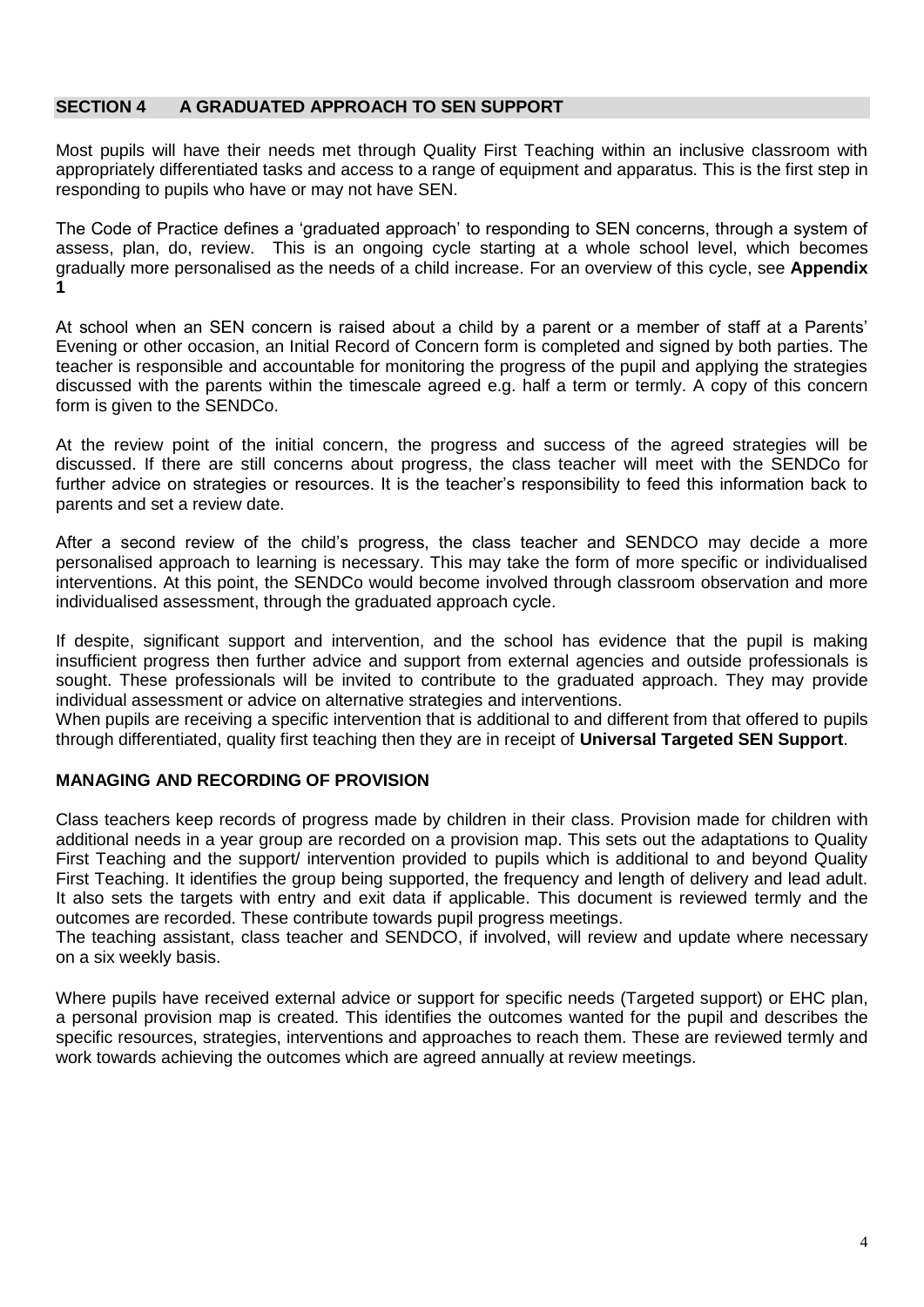## SECTION 4 A GRADUATED APPROACH TO SEN SUPPORT

Most pupils will have their needs met through Quality First Teaching within an inclusive classroom with appropriately differentiated tasks and access to a range of equipment and apparatus. This is the first step in responding to pupils who have or may not have SEN.

The Code of Practice defines a 'graduated approach' to responding to SEN concerns, through a system of assess, plan, do, review. This is an ongoing cycle starting at a whole school level, which becomes gradually more personalised as the needs of a child increase. For an overview of this cycle, see **Appendix 1**

At school when an SEN concern is raised about a child by a parent or a member of staff at a Parents' Evening or other occasion, an Initial Record of Concern form is completed and signed by both parties. The teacher is responsible and accountable for monitoring the progress of the pupil and applying the strategies discussed with the parents within the timescale agreed e.g. half a term or termly. A copy of this concern form is given to the SENDCo.

At the review point of the initial concern, the progress and success of the agreed strategies will be discussed. If there are still concerns about progress, the class teacher will meet with the SENDCo for further advice on strategies or resources. It is the teacher's responsibility to feed this information back to parents and set a review date.

After a second review of the child's progress, the class teacher and SENDCO may decide a more personalised approach to learning is necessary. This may take the form of more specific or individualised interventions. At this point, the SENDCo would become involved through classroom observation and more individualised assessment, through the graduated approach cycle.

If despite, significant support and intervention, and the school has evidence that the pupil is making insufficient progress then further advice and support from external agencies and outside professionals is sought. These professionals will be invited to contribute to the graduated approach. They may provide individual assessment or advice on alternative strategies and interventions.
When pupils are receiving a specific intervention that is additional to and different from that offered to pupils through differentiated, quality first teaching then they are in receipt of **Universal Targeted SEN Support**.

### MANAGING AND RECORDING OF PROVISION

Class teachers keep records of progress made by children in their class. Provision made for children with additional needs in a year group are recorded on a provision map. This sets out the adaptations to Quality First Teaching and the support/ intervention provided to pupils which is additional to and beyond Quality First Teaching. It identifies the group being supported, the frequency and length of delivery and lead adult. It also sets the targets with entry and exit data if applicable. This document is reviewed termly and the outcomes are recorded. These contribute towards pupil progress meetings.
The teaching assistant, class teacher and SENDCO, if involved, will review and update where necessary on a six weekly basis.

Where pupils have received external advice or support for specific needs (Targeted support) or EHC plan, a personal provision map is created. This identifies the outcomes wanted for the pupil and describes the specific resources, strategies, interventions and approaches to reach them. These are reviewed termly and work towards achieving the outcomes which are agreed annually at review meetings.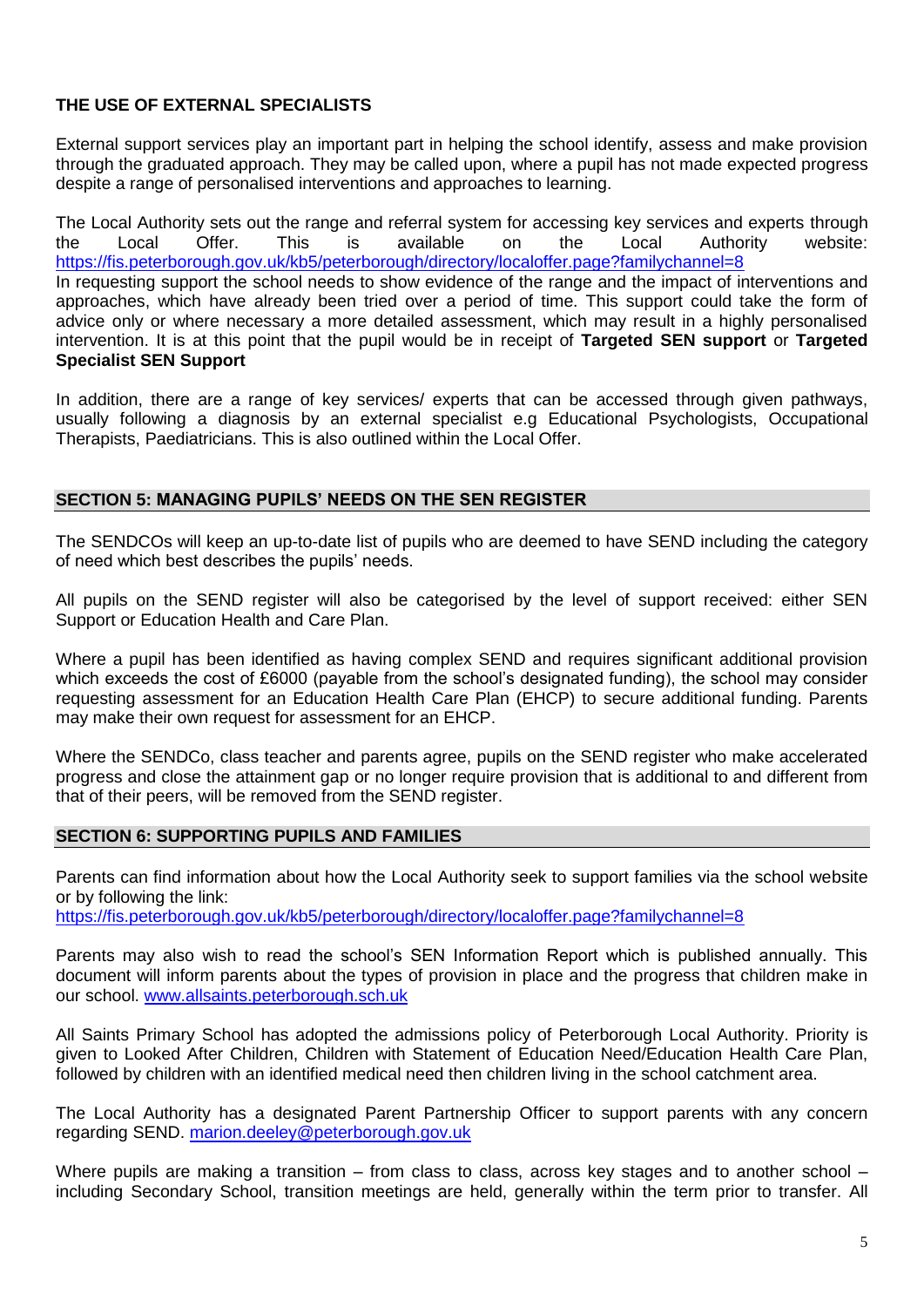**THE USE OF EXTERNAL SPECIALISTS**

External support services play an important part in helping the school identify, assess and make provision through the graduated approach. They may be called upon, where a pupil has not made expected progress despite a range of personalised interventions and approaches to learning.

The Local Authority sets out the range and referral system for accessing key services and experts through the Local Offer. This is available on the Local Authority website: https://fis.peterborough.gov.uk/kb5/peterborough/directory/localoffer.page?familychannel=8
In requesting support the school needs to show evidence of the range and the impact of interventions and approaches, which have already been tried over a period of time. This support could take the form of advice only or where necessary a more detailed assessment, which may result in a highly personalised intervention. It is at this point that the pupil would be in receipt of **Targeted SEN support** or **Targeted Specialist SEN Support**

In addition, there are a range of key services/ experts that can be accessed through given pathways, usually following a diagnosis by an external specialist e.g Educational Psychologists, Occupational Therapists, Paediatricians. This is also outlined within the Local Offer.

## SECTION 5: MANAGING PUPILS' NEEDS ON THE SEN REGISTER

The SENDCOs will keep an up-to-date list of pupils who are deemed to have SEND including the category of need which best describes the pupils' needs.

All pupils on the SEND register will also be categorised by the level of support received: either SEN Support or Education Health and Care Plan.

Where a pupil has been identified as having complex SEND and requires significant additional provision which exceeds the cost of £6000 (payable from the school's designated funding), the school may consider requesting assessment for an Education Health Care Plan (EHCP) to secure additional funding. Parents may make their own request for assessment for an EHCP.

Where the SENDCo, class teacher and parents agree, pupils on the SEND register who make accelerated progress and close the attainment gap or no longer require provision that is additional to and different from that of their peers, will be removed from the SEND register.

## SECTION 6: SUPPORTING PUPILS AND FAMILIES

Parents can find information about how the Local Authority seek to support families via the school website or by following the link:
https://fis.peterborough.gov.uk/kb5/peterborough/directory/localoffer.page?familychannel=8

Parents may also wish to read the school's SEN Information Report which is published annually. This document will inform parents about the types of provision in place and the progress that children make in our school. www.allsaints.peterborough.sch.uk

All Saints Primary School has adopted the admissions policy of Peterborough Local Authority. Priority is given to Looked After Children, Children with Statement of Education Need/Education Health Care Plan, followed by children with an identified medical need then children living in the school catchment area.

The Local Authority has a designated Parent Partnership Officer to support parents with any concern regarding SEND. marion.deeley@peterborough.gov.uk

Where pupils are making a transition – from class to class, across key stages and to another school – including Secondary School, transition meetings are held, generally within the term prior to transfer. All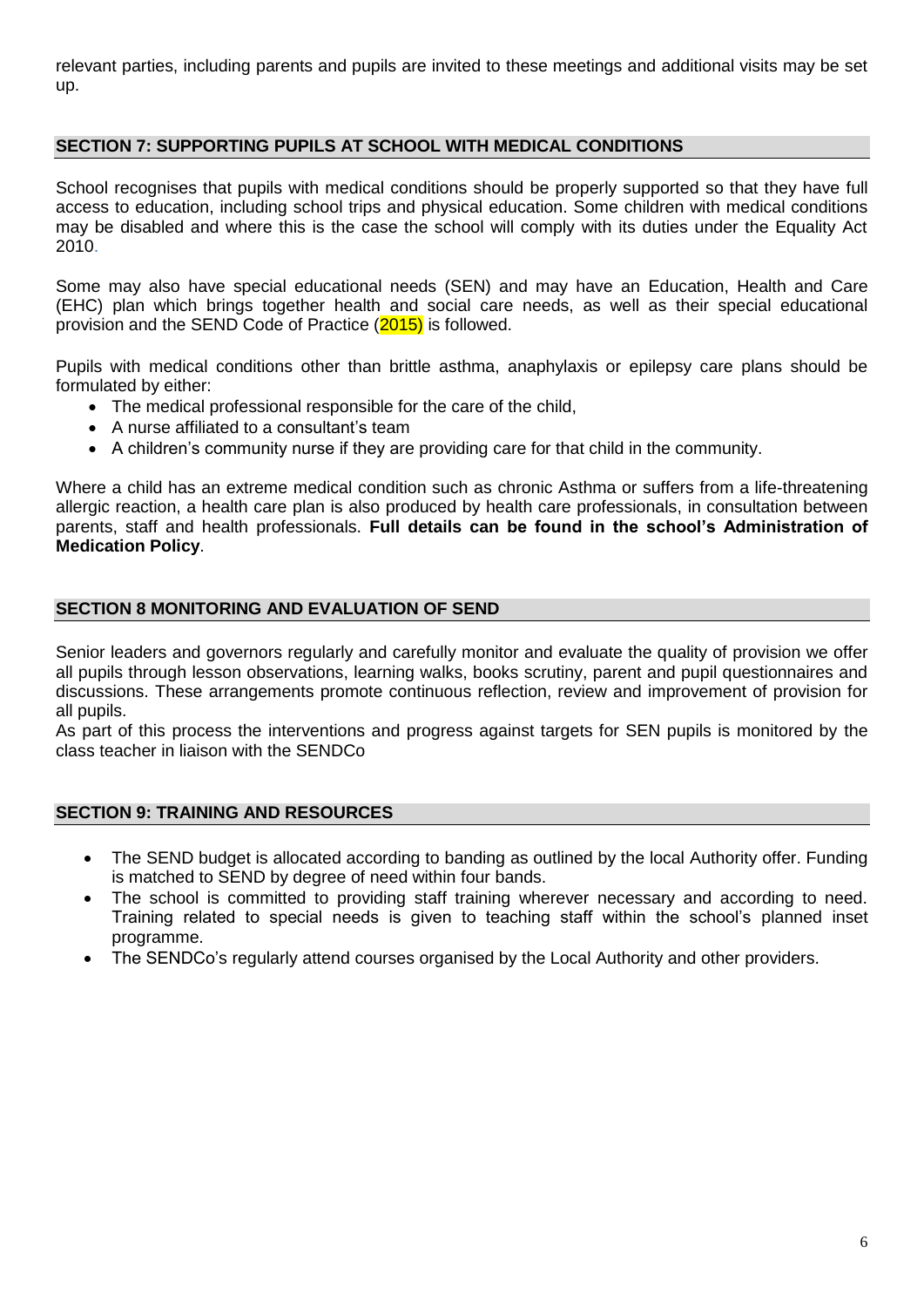relevant parties, including parents and pupils are invited to these meetings and additional visits may be set up.

## SECTION 7: SUPPORTING PUPILS AT SCHOOL WITH MEDICAL CONDITIONS

School recognises that pupils with medical conditions should be properly supported so that they have full access to education, including school trips and physical education. Some children with medical conditions may be disabled and where this is the case the school will comply with its duties under the Equality Act 2010.

Some may also have special educational needs (SEN) and may have an Education, Health and Care (EHC) plan which brings together health and social care needs, as well as their special educational provision and the SEND Code of Practice (2015) is followed.

Pupils with medical conditions other than brittle asthma, anaphylaxis or epilepsy care plans should be formulated by either:

- The medical professional responsible for the care of the child,
- A nurse affiliated to a consultant's team
- A children's community nurse if they are providing care for that child in the community.

Where a child has an extreme medical condition such as chronic Asthma or suffers from a life-threatening allergic reaction, a health care plan is also produced by health care professionals, in consultation between parents, staff and health professionals. **Full details can be found in the school's Administration of Medication Policy**.

## SECTION 8 MONITORING AND EVALUATION OF SEND

Senior leaders and governors regularly and carefully monitor and evaluate the quality of provision we offer all pupils through lesson observations, learning walks, books scrutiny, parent and pupil questionnaires and discussions. These arrangements promote continuous reflection, review and improvement of provision for all pupils.
As part of this process the interventions and progress against targets for SEN pupils is monitored by the class teacher in liaison with the SENDCo

## SECTION 9: TRAINING AND RESOURCES

- The SEND budget is allocated according to banding as outlined by the local Authority offer. Funding is matched to SEND by degree of need within four bands.
- The school is committed to providing staff training wherever necessary and according to need. Training related to special needs is given to teaching staff within the school's planned inset programme.
- The SENDCo's regularly attend courses organised by the Local Authority and other providers.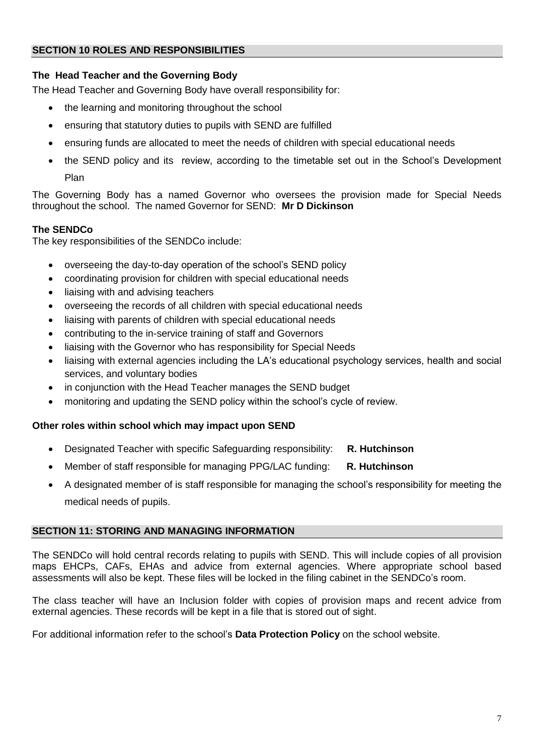## SECTION 10 ROLES AND RESPONSIBILITIES

### The Head Teacher and the Governing Body

The Head Teacher and Governing Body have overall responsibility for:

- the learning and monitoring throughout the school
- ensuring that statutory duties to pupils with SEND are fulfilled
- ensuring funds are allocated to meet the needs of children with special educational needs
- the SEND policy and its review, according to the timetable set out in the School's Development Plan

The Governing Body has a named Governor who oversees the provision made for Special Needs throughout the school. The named Governor for SEND: **Mr D Dickinson**

### The SENDCo

The key responsibilities of the SENDCo include:

- overseeing the day-to-day operation of the school's SEND policy
- coordinating provision for children with special educational needs
- liaising with and advising teachers
- overseeing the records of all children with special educational needs
- liaising with parents of children with special educational needs
- contributing to the in-service training of staff and Governors
- liaising with the Governor who has responsibility for Special Needs
- liaising with external agencies including the LA's educational psychology services, health and social services, and voluntary bodies
- in conjunction with the Head Teacher manages the SEND budget
- monitoring and updating the SEND policy within the school's cycle of review.

### Other roles within school which may impact upon SEND

- Designated Teacher with specific Safeguarding responsibility: **R. Hutchinson**
- Member of staff responsible for managing PPG/LAC funding: **R. Hutchinson**
- A designated member of is staff responsible for managing the school's responsibility for meeting the medical needs of pupils.

## SECTION 11: STORING AND MANAGING INFORMATION

The SENDCo will hold central records relating to pupils with SEND. This will include copies of all provision maps EHCPs, CAFs, EHAs and advice from external agencies. Where appropriate school based assessments will also be kept. These files will be locked in the filing cabinet in the SENDCo's room.

The class teacher will have an Inclusion folder with copies of provision maps and recent advice from external agencies. These records will be kept in a file that is stored out of sight.

For additional information refer to the school's **Data Protection Policy** on the school website.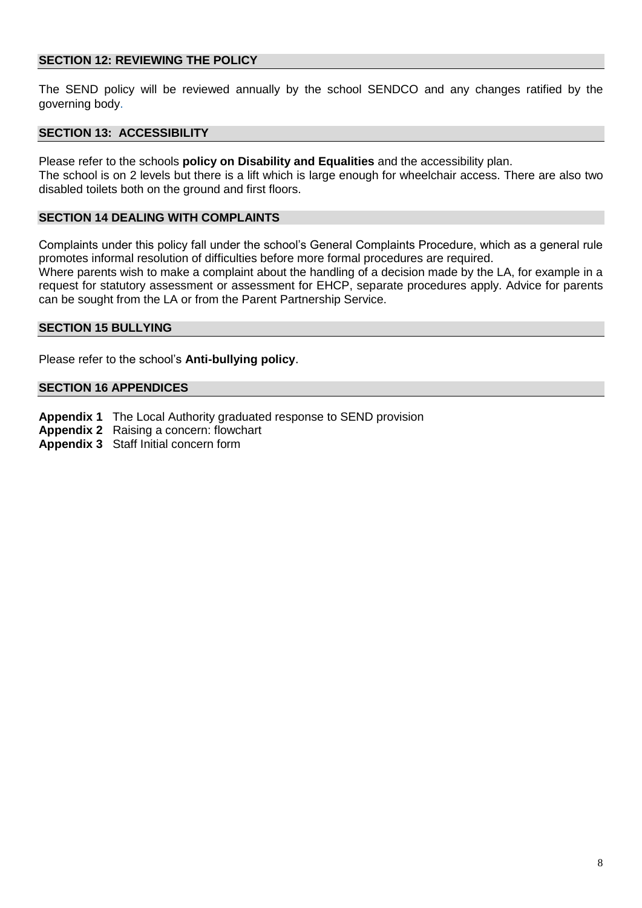## SECTION 12: REVIEWING THE POLICY

The SEND policy will be reviewed annually by the school SENDCO and any changes ratified by the governing body.

## SECTION 13: ACCESSIBILITY

Please refer to the schools **policy on Disability and Equalities** and the accessibility plan.
The school is on 2 levels but there is a lift which is large enough for wheelchair access. There are also two disabled toilets both on the ground and first floors.

## SECTION 14 DEALING WITH COMPLAINTS

Complaints under this policy fall under the school's General Complaints Procedure, which as a general rule promotes informal resolution of difficulties before more formal procedures are required.
Where parents wish to make a complaint about the handling of a decision made by the LA, for example in a request for statutory assessment or assessment for EHCP, separate procedures apply. Advice for parents can be sought from the LA or from the Parent Partnership Service.

## SECTION 15 BULLYING

Please refer to the school's **Anti-bullying policy**.

## SECTION 16 APPENDICES

**Appendix 1** The Local Authority graduated response to SEND provision
**Appendix 2** Raising a concern: flowchart
**Appendix 3** Staff Initial concern form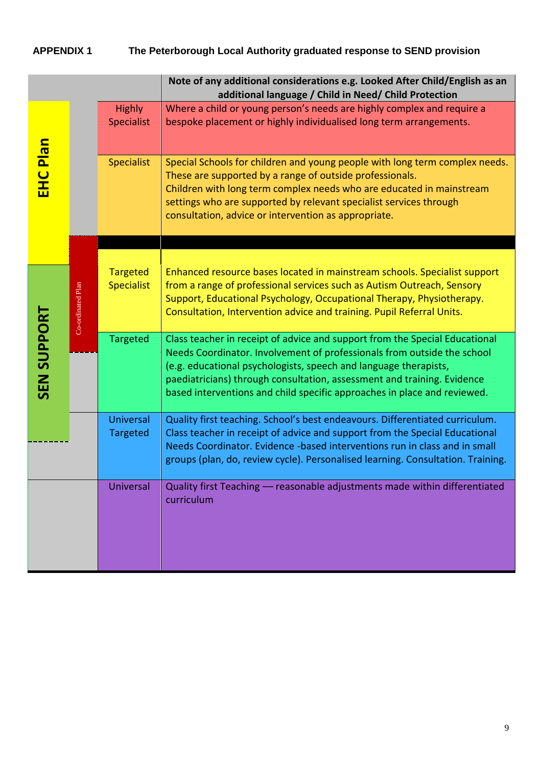**APPENDIX 1 The Peterborough Local Authority graduated response to SEND provision**

| Plan | Co-ordinated Plan | Level | Note of any additional considerations e.g. Looked After Child/English as an additional language / Child in Need/ Child Protection |
|---|---|---|---|
| EHC Plan | | Highly Specialist | Where a child or young person's needs are highly complex and require a bespoke placement or highly individualised long term arrangements. |
| EHC Plan | | Specialist | Special Schools for children and young people with long term complex needs. These are supported by a range of outside professionals. Children with long term complex needs who are educated in mainstream settings who are supported by relevant specialist services through consultation, advice or intervention as appropriate. |
| SEN SUPPORT | Co-ordinated Plan | Targeted Specialist | Enhanced resource bases located in mainstream schools. Specialist support from a range of professional services such as Autism Outreach, Sensory Support, Educational Psychology, Occupational Therapy, Physiotherapy. Consultation, Intervention advice and training. Pupil Referral Units. |
| SEN SUPPORT | Co-ordinated Plan | Targeted | Class teacher in receipt of advice and support from the Special Educational Needs Coordinator. Involvement of professionals from outside the school (e.g. educational psychologists, speech and language therapists, paediatricians) through consultation, assessment and training. Evidence based interventions and child specific approaches in place and reviewed. |
| SEN SUPPORT | | Universal Targeted | Quality first teaching. School's best endeavours. Differentiated curriculum. Class teacher in receipt of advice and support from the Special Educational Needs Coordinator. Evidence -based interventions run in class and in small groups (plan, do, review cycle). Personalised learning. Consultation. Training. |
| | | Universal | Quality first Teaching –– reasonable adjustments made within differentiated curriculum |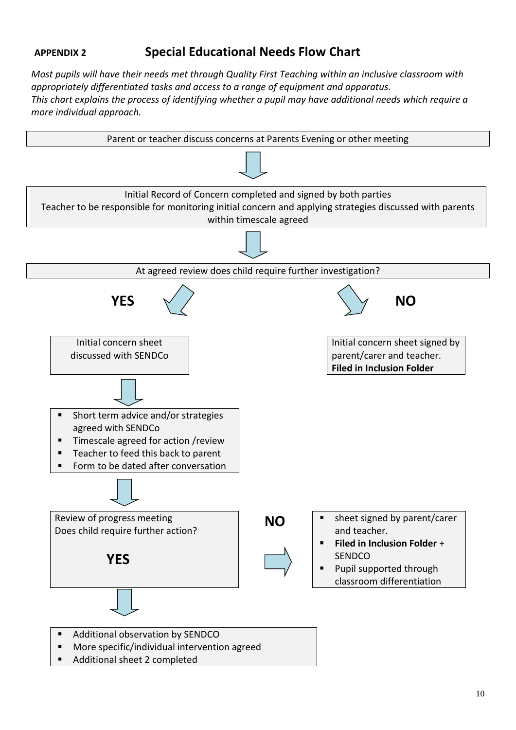**APPENDIX 2**

## Special Educational Needs Flow Chart

*Most pupils will have their needs met through Quality First Teaching within an inclusive classroom with appropriately differentiated tasks and access to a range of equipment and apparatus.*
*This chart explains the process of identifying whether a pupil may have additional needs which require a more individual approach.*

Parent or teacher discuss concerns at Parents Evening or other meeting

↓

Initial Record of Concern completed and signed by both parties
Teacher to be responsible for monitoring initial concern and applying strategies discussed with parents within timescale agreed

↓

At agreed review does child require further investigation?

**YES** ↙ ↘ **NO**

**NO:**

Initial concern sheet signed by parent/carer and teacher.
**Filed in Inclusion Folder**

**YES:**

Initial concern sheet discussed with SENDCo

↓

- Short term advice and/or strategies agreed with SENDCo
- Timescale agreed for action /review
- Teacher to feed this back to parent
- Form to be dated after conversation

↓

Review of progress meeting
Does child require further action?

**NO** →

- sheet signed by parent/carer and teacher.
- **Filed in Inclusion Folder** + SENDCO
- Pupil supported through classroom differentiation

**YES**

↓

- Additional observation by SENDCO
- More specific/individual intervention agreed
- Additional sheet 2 completed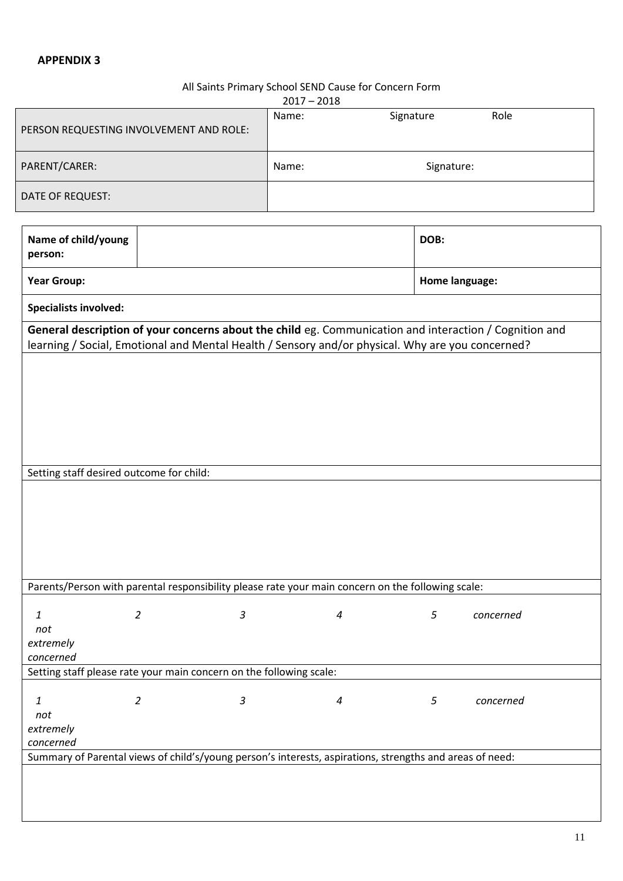**APPENDIX 3**

All Saints Primary School SEND Cause for Concern Form
2017 – 2018

| PERSON REQUESTING INVOLVEMENT AND ROLE: | Name: Signature Role |
|---|---|
| PARENT/CARER: | Name: Signature: |
| DATE OF REQUEST: | |

| **Name of child/young person:** | | **DOB:** |
|---|---|---|
| **Year Group:** | | **Home language:** |
| **Specialists involved:** | | |
| **General description of your concerns about the child** eg. Communication and interaction / Cognition and learning / Social, Emotional and Mental Health / Sensory and/or physical. Why are you concerned? | | |
| | | |
| Setting staff desired outcome for child: | | |
| | | |
| Parents/Person with parental responsibility please rate your main concern on the following scale: | | |
| *1 not extremely concerned* *2* *3* *4* *5 concerned* | | |
| Setting staff please rate your main concern on the following scale: | | |
| *1 not extremely concerned* *2* *3* *4* *5 concerned* | | |
| Summary of Parental views of child's/young person's interests, aspirations, strengths and areas of need: | | |
| | | |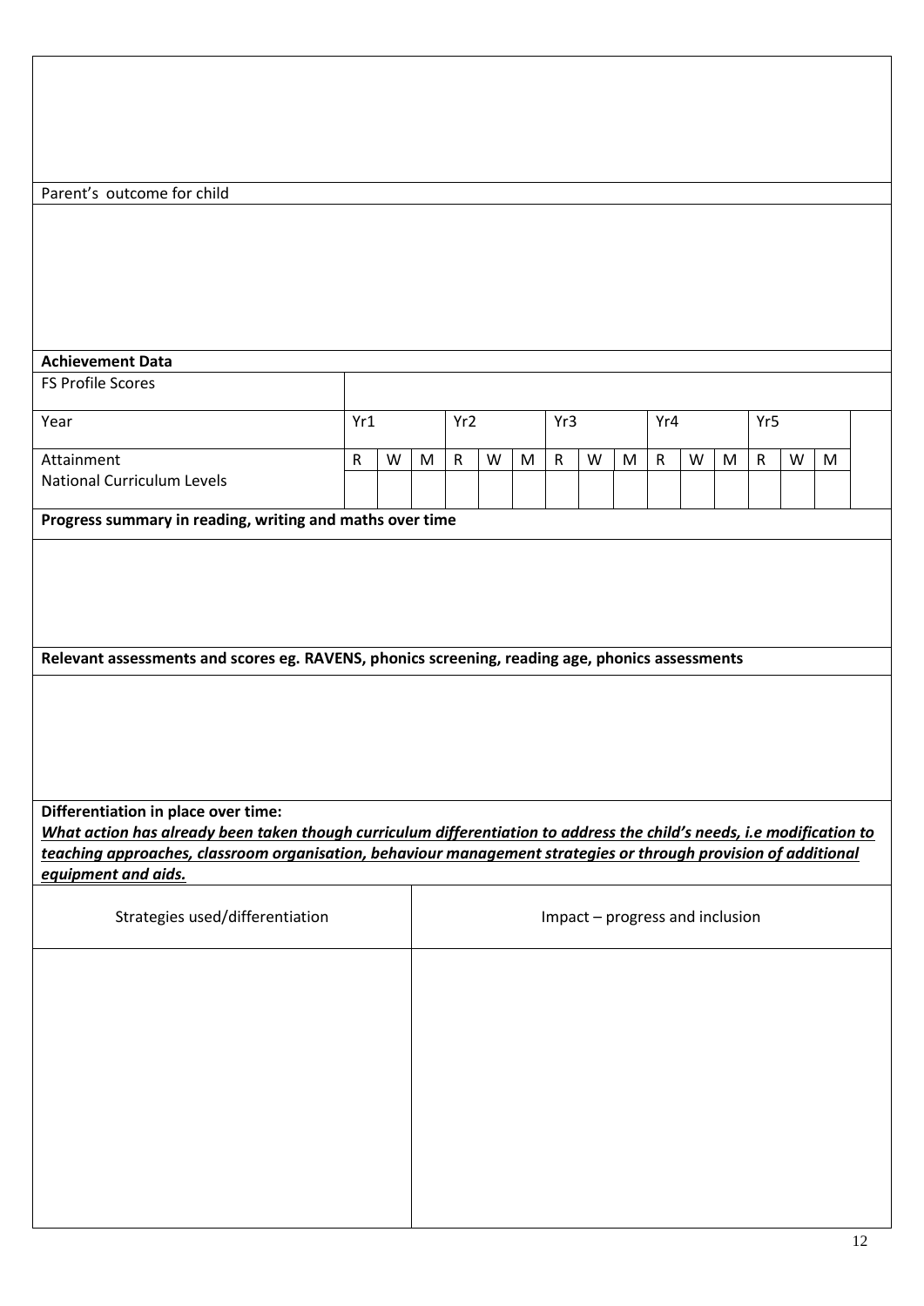Parent's outcome for child

**Achievement Data**

| FS Profile Scores | | | | | | | | | | | | | | | | |
|---|---|---|---|---|---|---|---|---|---|---|---|---|---|---|---|---|
| Year | Yr1 | | | Yr2 | | | Yr3 | | | Yr4 | | | Yr5 | | | |
| Attainment National Curriculum Levels | R | W | M | R | W | M | R | W | M | R | W | M | R | W | M | |
| | | | | | | | | | | | | | | | | |

**Progress summary in reading, writing and maths over time**

**Relevant assessments and scores eg. RAVENS, phonics screening, reading age, phonics assessments**

**Differentiation in place over time:**
***What action has already been taken though curriculum differentiation to address the child's needs, i.e modification to teaching approaches, classroom organisation, behaviour management strategies or through provision of additional equipment and aids.***

| Strategies used/differentiation | Impact – progress and inclusion |
|---|---|
| | |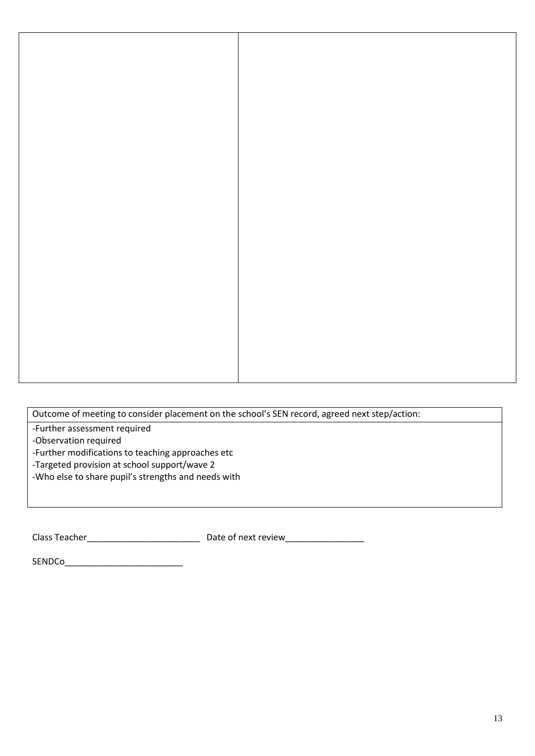| | |
|---|---|
| | |

| Outcome of meeting to consider placement on the school's SEN record, agreed next step/action: |
|---|
| -Further assessment required<br>-Observation required<br>-Further modifications to teaching approaches etc<br>-Targeted provision at school support/wave 2<br>-Who else to share pupil's strengths and needs with |

Class Teacher_______________________ Date of next review________________

SENDCo_________________________